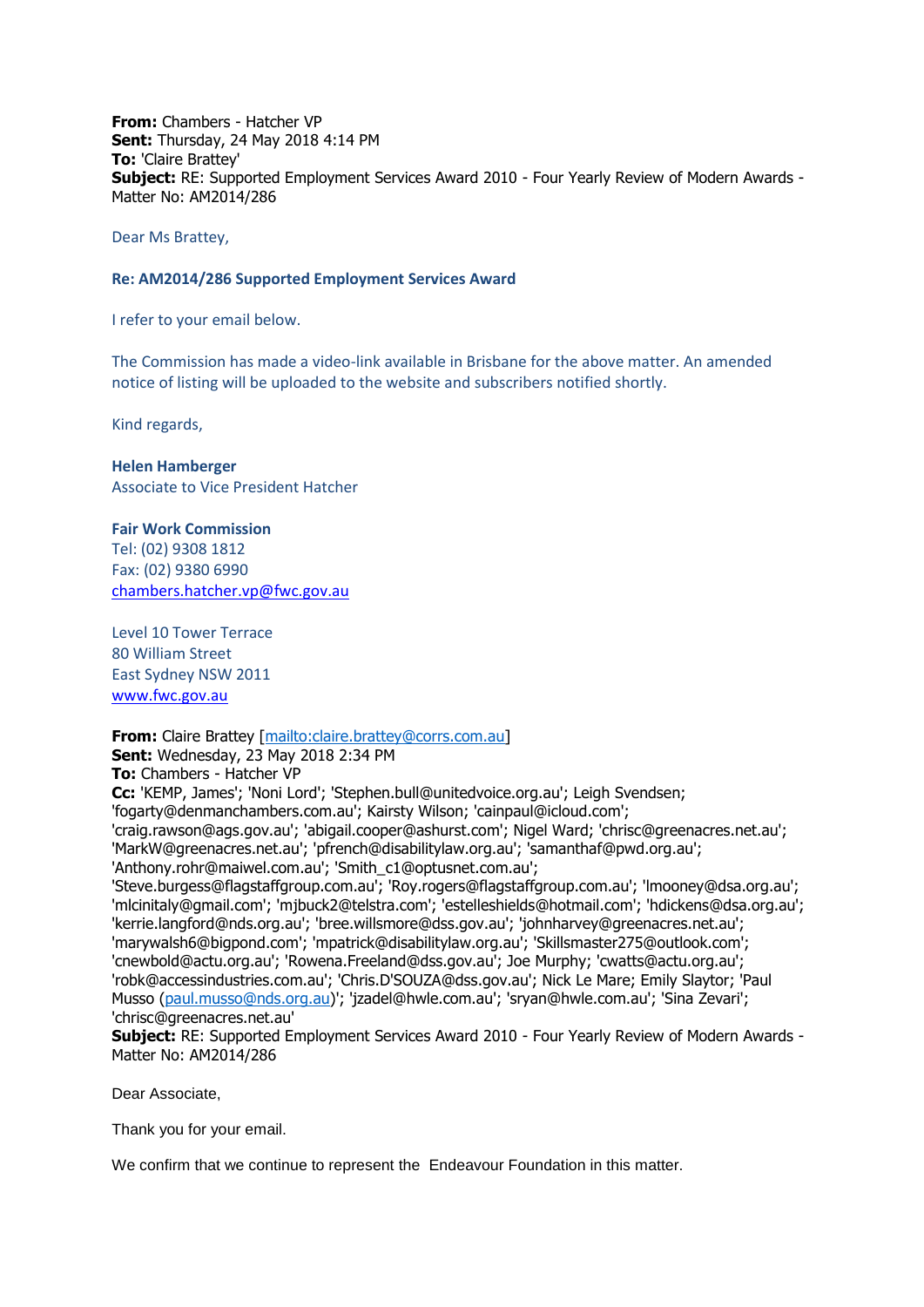**From:** Chambers - Hatcher VP
**Sent:** Thursday, 24 May 2018 4:14 PM
**To:** 'Claire Brattey'
**Subject:** RE: Supported Employment Services Award 2010 - Four Yearly Review of Modern Awards - Matter No: AM2014/286

Dear Ms Brattey,

**Re: AM2014/286 Supported Employment Services Award**

I refer to your email below.

The Commission has made a video-link available in Brisbane for the above matter. An amended notice of listing will be uploaded to the website and subscribers notified shortly.

Kind regards,

**Helen Hamberger**
Associate to Vice President Hatcher

**Fair Work Commission**
Tel: (02) 9308 1812
Fax: (02) 9380 6990
chambers.hatcher.vp@fwc.gov.au

Level 10 Tower Terrace
80 William Street
East Sydney NSW 2011
www.fwc.gov.au

**From:** Claire Brattey [mailto:claire.brattey@corrs.com.au]
**Sent:** Wednesday, 23 May 2018 2:34 PM
**To:** Chambers - Hatcher VP
**Cc:** 'KEMP, James'; 'Noni Lord'; 'Stephen.bull@unitedvoice.org.au'; Leigh Svendsen; 'fogarty@denmanchambers.com.au'; Kairsty Wilson; 'cainpaul@icloud.com'; 'craig.rawson@ags.gov.au'; 'abigail.cooper@ashurst.com'; Nigel Ward; 'chrisc@greenacres.net.au'; 'MarkW@greenacres.net.au'; 'pfrench@disabilitylaw.org.au'; 'samanthaf@pwd.org.au'; 'Anthony.rohr@maiwel.com.au'; 'Smith_c1@optusnet.com.au'; 'Steve.burgess@flagstaffgroup.com.au'; 'Roy.rogers@flagstaffgroup.com.au'; 'lmooney@dsa.org.au'; 'mlcinitaly@gmail.com'; 'mjbuck2@telstra.com'; 'estelleshields@hotmail.com'; 'hdickens@dsa.org.au'; 'kerrie.langford@nds.org.au'; 'bree.willsmore@dss.gov.au'; 'johnharvey@greenacres.net.au'; 'marywalsh6@bigpond.com'; 'mpatrick@disabilitylaw.org.au'; 'Skillsmaster275@outlook.com'; 'cnewbold@actu.org.au'; 'Rowena.Freeland@dss.gov.au'; Joe Murphy; 'cwatts@actu.org.au'; 'robk@accessindustries.com.au'; 'Chris.D'SOUZA@dss.gov.au'; Nick Le Mare; Emily Slaytor; 'Paul Musso (paul.musso@nds.org.au)'; 'jzadel@hwle.com.au'; 'sryan@hwle.com.au'; 'Sina Zevari'; 'chrisc@greenacres.net.au'
**Subject:** RE: Supported Employment Services Award 2010 - Four Yearly Review of Modern Awards - Matter No: AM2014/286

Dear Associate,

Thank you for your email.

We confirm that we continue to represent the  Endeavour Foundation in this matter.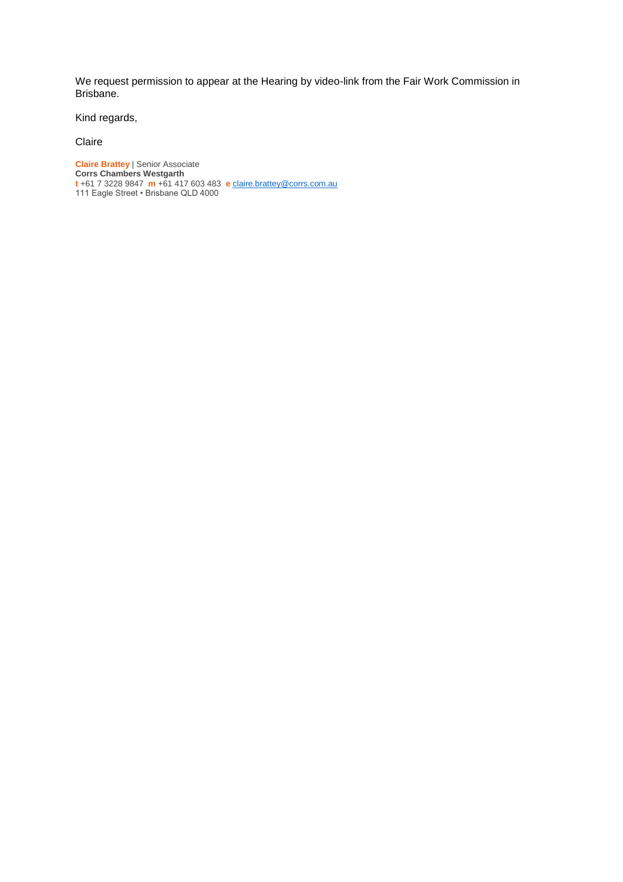We request permission to appear at the Hearing by video-link from the Fair Work Commission in Brisbane.

Kind regards,

Claire

**Claire Brattey** | Senior Associate
**Corrs Chambers Westgarth**
**t** +61 7 3228 9847 **m** +61 417 603 483 **e** claire.brattey@corrs.com.au
111 Eagle Street • Brisbane QLD 4000